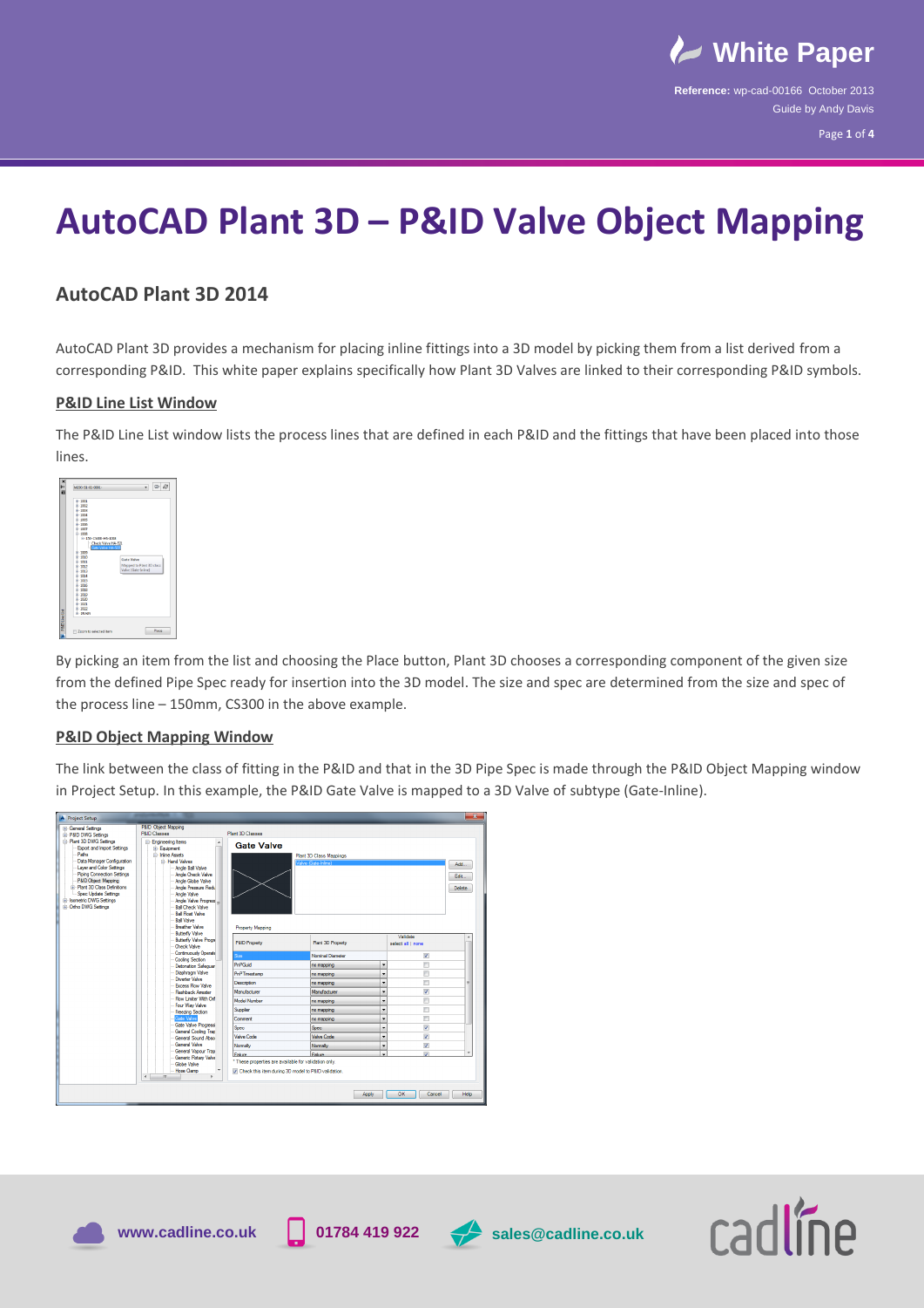# AutoCAD Plant 3D – P&ID Valve Object Mapping

## AutoCAD Plant 3D 2014

AutoCAD Plant 3D provides a mechanism for placing inline fittings into a 3D model by picking them from a list derived from a corresponding P&ID. This white paper explains specifically how Plant 3D Valves are linked to their corresponding P&ID symbols.

### P&ID Line List Window

The P&ID Line List window lists the process lines that are defined in each P&ID and the fittings that have been placed into those lines.

By picking an item from the list and choosing the Place button, Plant 3D chooses a corresponding component of the given size from the defined Pipe Spec ready for insertion into the 3D model. The size and spec are determined from the size and spec of the process line – 150mm, CS300 in the above example.

### P&ID Object Mapping Window

The link between the class of fitting in the P&ID and that in the 3D Pipe Spec is made through the P&ID Object Mapping window in Project Setup. In this example, the P&ID Gate Valve is mapped to a 3D Valve of subtype (Gate-Inline).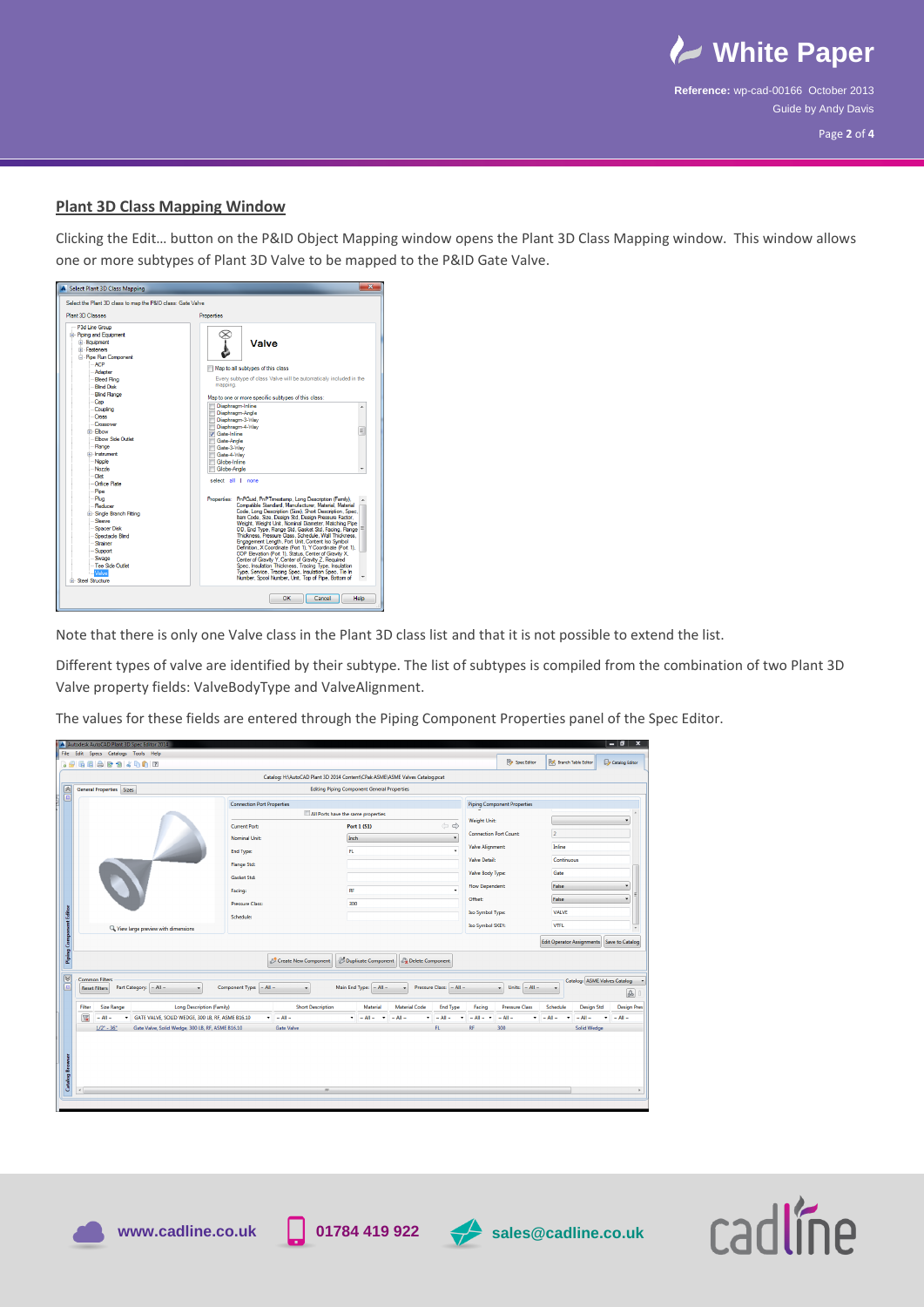## Plant 3D Class Mapping Window

Clicking the Edit… button on the P&ID Object Mapping window opens the Plant 3D Class Mapping window. This window allows one or more subtypes of Plant 3D Valve to be mapped to the P&ID Gate Valve.

Note that there is only one Valve class in the Plant 3D class list and that it is not possible to extend the list.

Different types of valve are identified by their subtype. The list of subtypes is compiled from the combination of two Plant 3D Valve property fields: ValveBodyType and ValveAlignment.

The values for these fields are entered through the Piping Component Properties panel of the Spec Editor.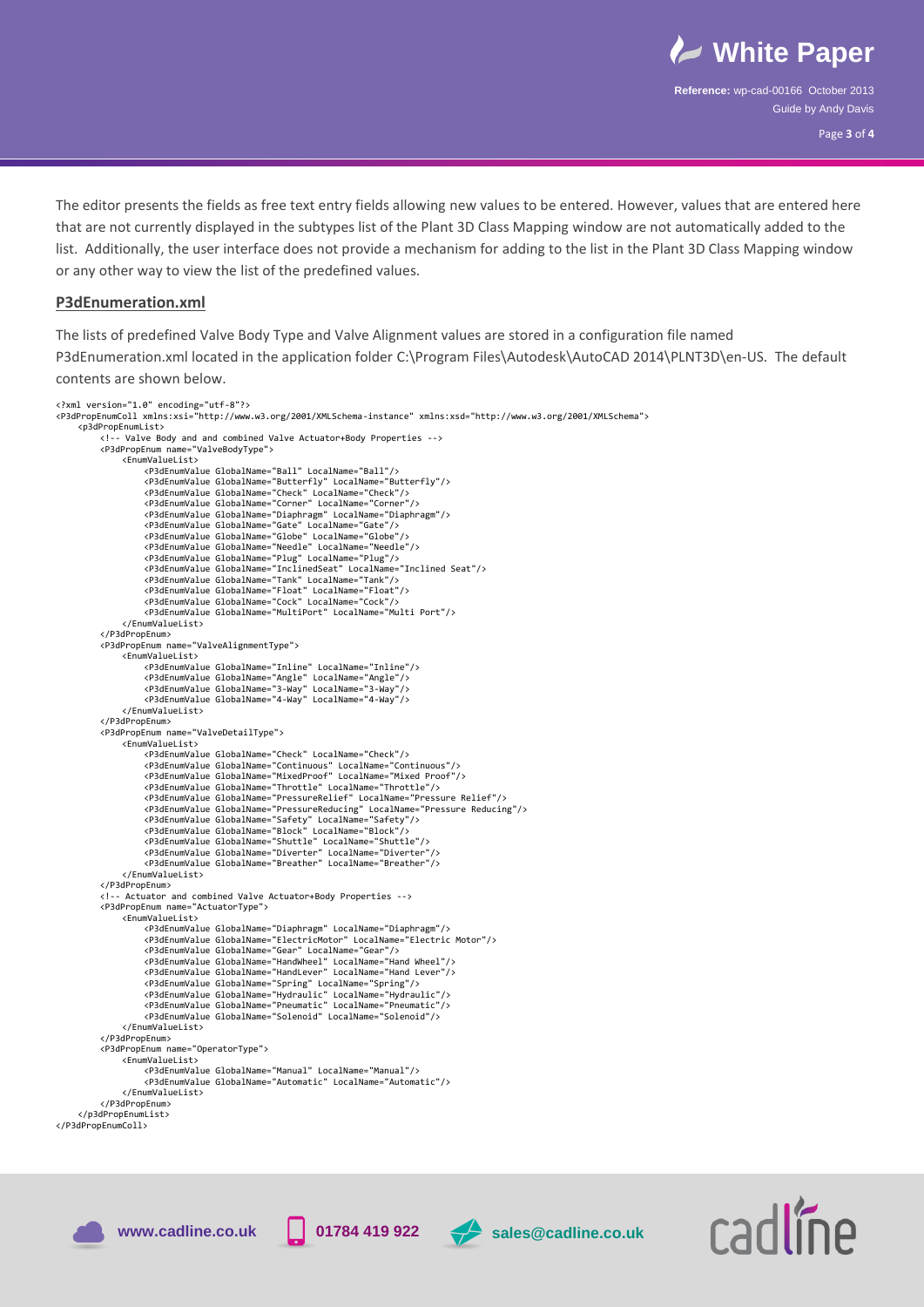The editor presents the fields as free text entry fields allowing new values to be entered. However, values that are entered here that are not currently displayed in the subtypes list of the Plant 3D Class Mapping window are not automatically added to the list. Additionally, the user interface does not provide a mechanism for adding to the list in the Plant 3D Class Mapping window or any other way to view the list of the predefined values.

## P3dEnumeration.xml

The lists of predefined Valve Body Type and Valve Alignment values are stored in a configuration file named P3dEnumeration.xml located in the application folder C:\Program Files\Autodesk\AutoCAD 2014\PLNT3D\en-US. The default contents are shown below.

```
<?xml version="1.0" encoding="utf-8"?>
<P3dPropEnumColl xmlns:xsi="http://www.w3.org/2001/XMLSchema-instance" xmlns:xsd="http://www.w3.org/2001/XMLSchema">
    <p3dPropEnumList>
        <!-- Valve Body and and combined Valve Actuator+Body Properties -->
        <P3dPropEnum name="ValveBodyType">
            <EnumValueList>
                <P3dEnumValue GlobalName="Ball" LocalName="Ball"/>
                <P3dEnumValue GlobalName="Butterfly" LocalName="Butterfly"/>
                <P3dEnumValue GlobalName="Check" LocalName="Check"/>
                <P3dEnumValue GlobalName="Corner" LocalName="Corner"/>
                <P3dEnumValue GlobalName="Diaphragm" LocalName="Diaphragm"/>
                <P3dEnumValue GlobalName="Gate" LocalName="Gate"/>
                <P3dEnumValue GlobalName="Globe" LocalName="Globe"/>
                <P3dEnumValue GlobalName="Needle" LocalName="Needle"/>
                <P3dEnumValue GlobalName="Plug" LocalName="Plug"/>
                <P3dEnumValue GlobalName="InclinedSeat" LocalName="Inclined Seat"/>
                <P3dEnumValue GlobalName="Tank" LocalName="Tank"/>
                <P3dEnumValue GlobalName="Float" LocalName="Float"/>
                <P3dEnumValue GlobalName="Cock" LocalName="Cock"/>
                <P3dEnumValue GlobalName="MultiPort" LocalName="Multi Port"/>
            </EnumValueList>
        </P3dPropEnum>
        <P3dPropEnum name="ValveAlignmentType">
            <EnumValueList>
                <P3dEnumValue GlobalName="Inline" LocalName="Inline"/>
                <P3dEnumValue GlobalName="Angle" LocalName="Angle"/>
                <P3dEnumValue GlobalName="3-Way" LocalName="3-Way"/>
                <P3dEnumValue GlobalName="4-Way" LocalName="4-Way"/>
            </EnumValueList>
        </P3dPropEnum>
        <P3dPropEnum name="ValveDetailType">
            <EnumValueList>
                <P3dEnumValue GlobalName="Check" LocalName="Check"/>
                <P3dEnumValue GlobalName="Continuous" LocalName="Continuous"/>
                <P3dEnumValue GlobalName="MixedProof" LocalName="Mixed Proof"/>
                <P3dEnumValue GlobalName="Throttle" LocalName="Throttle"/>
                <P3dEnumValue GlobalName="PressureRelief" LocalName="Pressure Relief"/>
                <P3dEnumValue GlobalName="PressureReducing" LocalName="Pressure Reducing"/>
                <P3dEnumValue GlobalName="Safety" LocalName="Safety"/>
                <P3dEnumValue GlobalName="Block" LocalName="Block"/>
                <P3dEnumValue GlobalName="Shuttle" LocalName="Shuttle"/>
                <P3dEnumValue GlobalName="Diverter" LocalName="Diverter"/>
                <P3dEnumValue GlobalName="Breather" LocalName="Breather"/>
            </EnumValueList>
        </P3dPropEnum>
        <!-- Actuator and combined Valve Actuator+Body Properties -->
        <P3dPropEnum name="ActuatorType">
            <EnumValueList>
                <P3dEnumValue GlobalName="Diaphragm" LocalName="Diaphragm"/>
                <P3dEnumValue GlobalName="ElectricMotor" LocalName="Electric Motor"/>
                <P3dEnumValue GlobalName="Gear" LocalName="Gear"/>
                <P3dEnumValue GlobalName="HandWheel" LocalName="Hand Wheel"/>
                <P3dEnumValue GlobalName="HandLever" LocalName="Hand Lever"/>
                <P3dEnumValue GlobalName="Spring" LocalName="Spring"/>
                <P3dEnumValue GlobalName="Hydraulic" LocalName="Hydraulic"/>
                <P3dEnumValue GlobalName="Pneumatic" LocalName="Pneumatic"/>
                <P3dEnumValue GlobalName="Solenoid" LocalName="Solenoid"/>
            </EnumValueList>
        </P3dPropEnum>
        <P3dPropEnum name="OperatorType">
            <EnumValueList>
                <P3dEnumValue GlobalName="Manual" LocalName="Manual"/>
                <P3dEnumValue GlobalName="Automatic" LocalName="Automatic"/>
            </EnumValueList>
        </P3dPropEnum>
    </p3dPropEnumList>
</P3dPropEnumColl>
```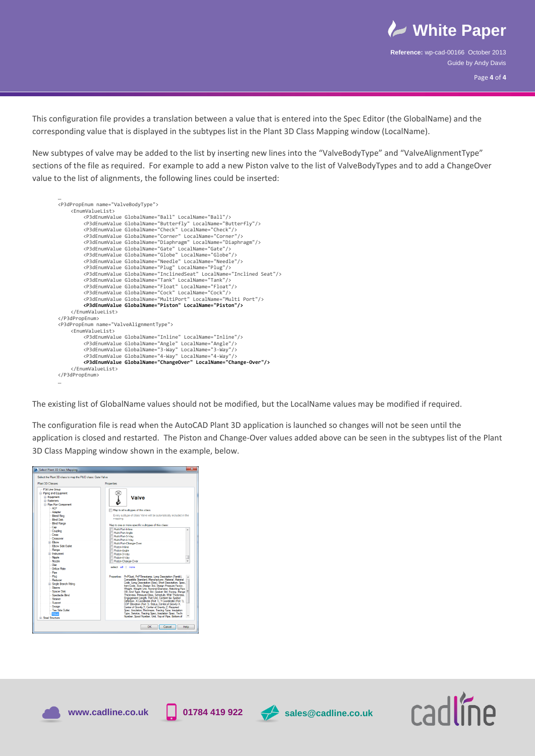This configuration file provides a translation between a value that is entered into the Spec Editor (the GlobalName) and the corresponding value that is displayed in the subtypes list in the Plant 3D Class Mapping window (LocalName).

New subtypes of valve may be added to the list by inserting new lines into the "ValveBodyType" and "ValveAlignmentType" sections of the file as required. For example to add a new Piston valve to the list of ValveBodyTypes and to add a ChangeOver value to the list of alignments, the following lines could be inserted:

```
…
<P3dPropEnum name="ValveBodyType">
    <EnumValueList>
        <P3dEnumValue GlobalName="Ball" LocalName="Ball"/>
        <P3dEnumValue GlobalName="Butterfly" LocalName="Butterfly"/>
        <P3dEnumValue GlobalName="Check" LocalName="Check"/>
        <P3dEnumValue GlobalName="Corner" LocalName="Corner"/>
        <P3dEnumValue GlobalName="Diaphragm" LocalName="Diaphragm"/>
        <P3dEnumValue GlobalName="Gate" LocalName="Gate"/>
        <P3dEnumValue GlobalName="Globe" LocalName="Globe"/>
        <P3dEnumValue GlobalName="Needle" LocalName="Needle"/>
        <P3dEnumValue GlobalName="Plug" LocalName="Plug"/>
        <P3dEnumValue GlobalName="InclinedSeat" LocalName="Inclined Seat"/>
        <P3dEnumValue GlobalName="Tank" LocalName="Tank"/>
        <P3dEnumValue GlobalName="Float" LocalName="Float"/>
        <P3dEnumValue GlobalName="Cock" LocalName="Cock"/>
        <P3dEnumValue GlobalName="MultiPort" LocalName="Multi Port"/>
        <P3dEnumValue GlobalName="Piston" LocalName="Piston"/>
    </EnumValueList>
</P3dPropEnum>
<P3dPropEnum name="ValveAlignmentType">
    <EnumValueList>
        <P3dEnumValue GlobalName="Inline" LocalName="Inline"/>
        <P3dEnumValue GlobalName="Angle" LocalName="Angle"/>
        <P3dEnumValue GlobalName="3-Way" LocalName="3-Way"/>
        <P3dEnumValue GlobalName="4-Way" LocalName="4-Way"/>
        <P3dEnumValue GlobalName="ChangeOver" LocalName="Change-Over"/>
    </EnumValueList>
</P3dPropEnum>
…
```

The existing list of GlobalName values should not be modified, but the LocalName values may be modified if required.

The configuration file is read when the AutoCAD Plant 3D application is launched so changes will not be seen until the application is closed and restarted. The Piston and Change-Over values added above can be seen in the subtypes list of the Plant 3D Class Mapping window shown in the example, below.